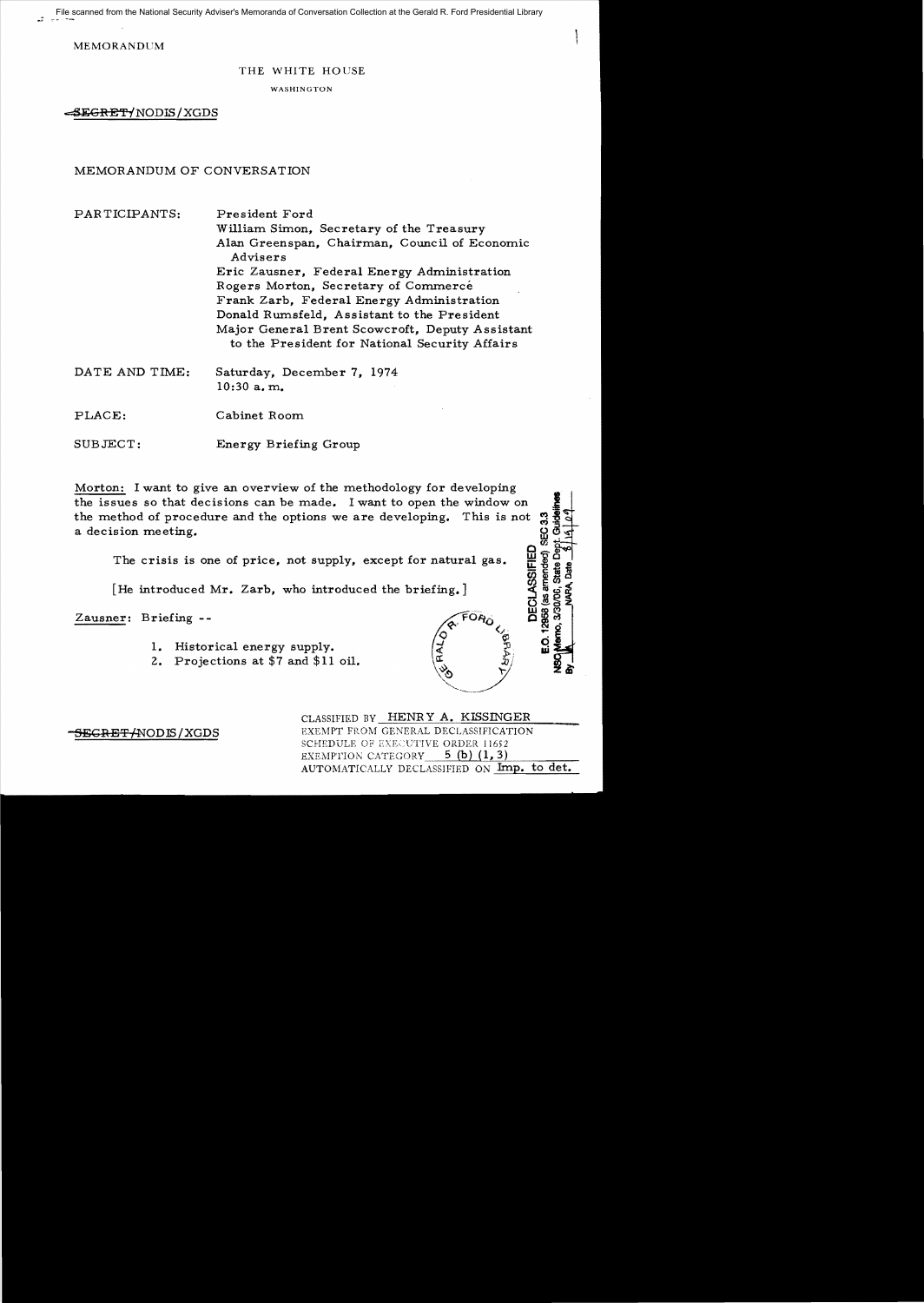File scanned from the National Security Adviser's Memoranda of Conversation Collection at the Gerald R. Ford Presidential Library

MEMORANDUM

THE WHITE HOUSE

WASHINGTON

~~SECRET~~/NODIS/XGDS

MEMORANDUM OF CONVERSATION

PARTICIPANTS: President Ford
William Simon, Secretary of the Treasury
Alan Greenspan, Chairman, Council of Economic Advisers
Eric Zausner, Federal Energy Administration
Rogers Morton, Secretary of Commerce
Frank Zarb, Federal Energy Administration
Donald Rumsfeld, Assistant to the President
Major General Brent Scowcroft, Deputy Assistant to the President for National Security Affairs

DATE AND TIME: Saturday, December 7, 1974
10:30 a.m.

PLACE: Cabinet Room

SUBJECT: Energy Briefing Group

DECLASSIFIED
E.O. 12958 (as amended) SEC 3.3
NSC Memo, 3/30/06, State Dept. Guidelines
By ___ NARA Date ___

Morton: I want to give an overview of the methodology for developing the issues so that decisions can be made. I want to open the window on the method of procedure and the options we are developing. This is not a decision meeting.

The crisis is one of price, not supply, except for natural gas.

[He introduced Mr. Zarb, who introduced the briefing.]

Zausner: Briefing --

1. Historical energy supply.
2. Projections at $7 and $11 oil.

~~SECRET~~/NODIS/XGDS

CLASSIFIED BY HENRY A. KISSINGER
EXEMPT FROM GENERAL DECLASSIFICATION
SCHEDULE OF EXECUTIVE ORDER 11652
EXEMPTION CATEGORY 5 (b) (1, 3)
AUTOMATICALLY DECLASSIFIED ON Imp. to det.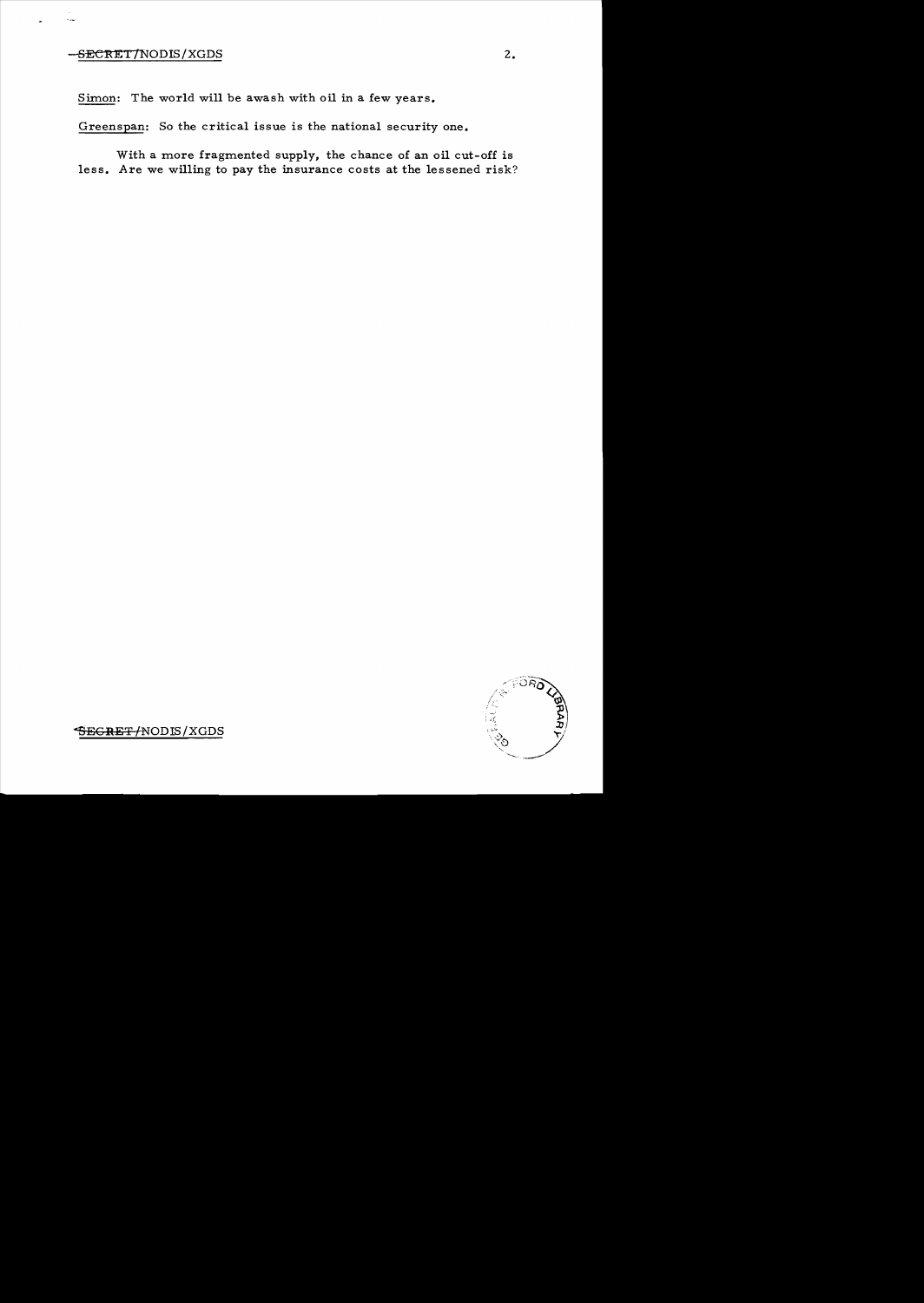Simon: The world will be awash with oil in a few years.

Greenspan: So the critical issue is the national security one.

With a more fragmented supply, the chance of an oil cut-off is less. Are we willing to pay the insurance costs at the lessened risk?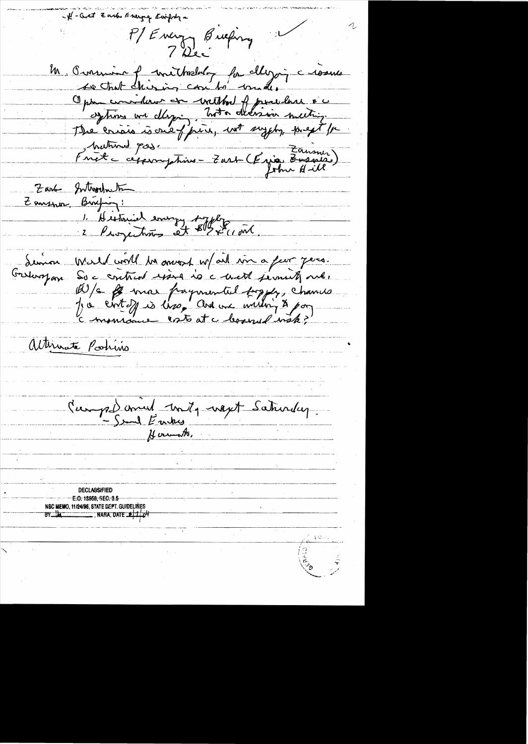-A - Guest Zarb Energy Briefing

P/Energy Briefing ✓

7 Dec

M. Overview of methodology for dealing c issues so that decision can be made.

Open consideration on method of procedure & c options we dealing. Into decision meeting.

The crisis is one of price, not supply, except for natural gas.

First c assumptions - Zarb (Eric Zausner) John Hill

Zarb Introduction

Zausner Briefing:

1. Historical energy supply

2. Projections at $11 & $7 oil.

Simon World will be awash w/ oil in a few years.

Greenspan So c critical issue is c world security one. W/c more fragmented supply, chances of a cutoff is less. Are we willing to pay c insurance costs at c lessened risk?

Alternate Positions

Camp David meeting next Saturday.

- Send Ends

Haunts.

DECLASSIFIED

E.O. 12958, SEC. 3.5

NSC MEMO, 11/24/98, STATE DEPT. GUIDELINES

BY [illegible], NARA, DATE 8/11/04